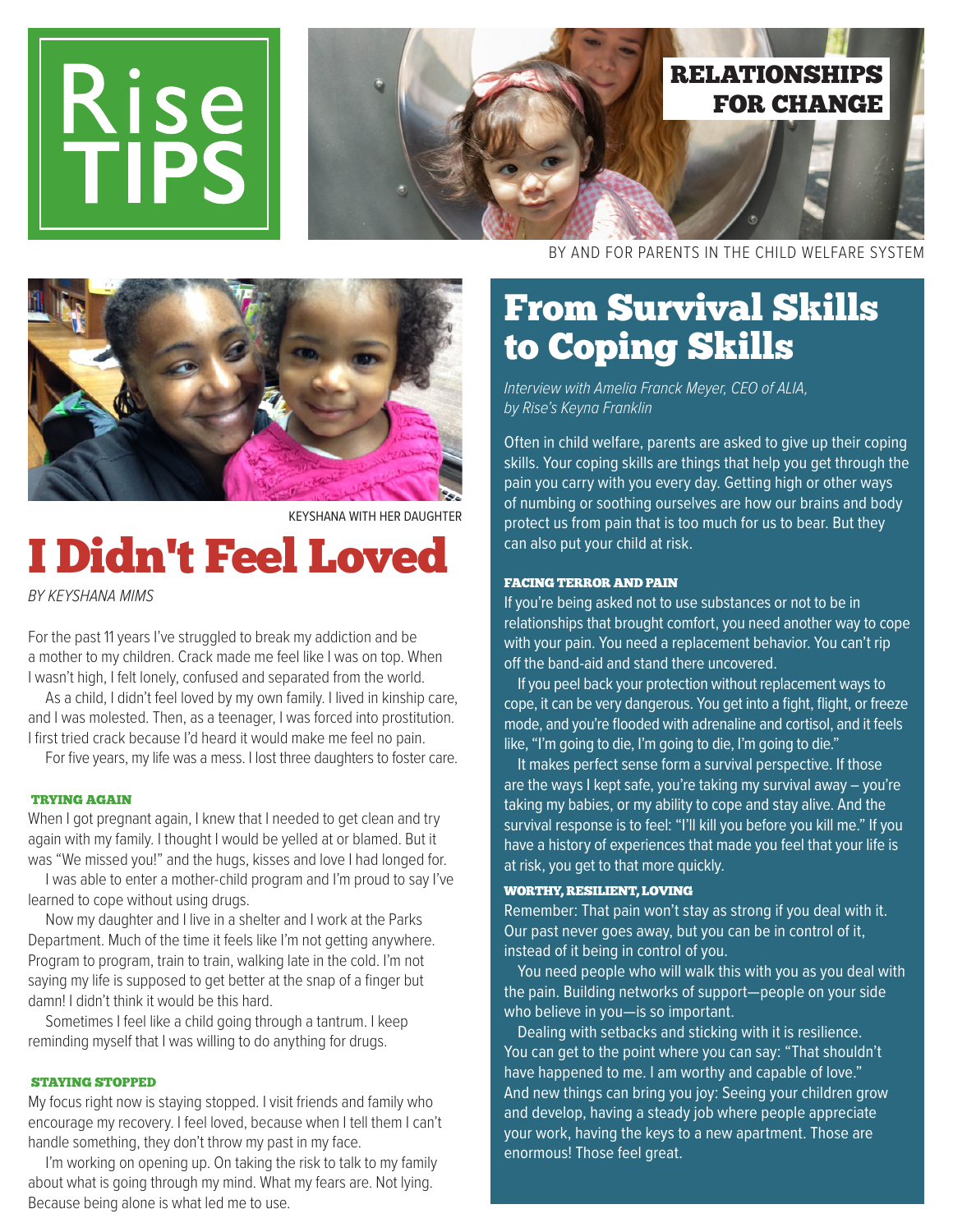# Rise TIPS

**RELATIONSHIPS FOR CHANGE**

BY AND FOR PARENTS IN THE CHILD WELFARE SYSTEM

KEYSHANA WITH HER DAUGHTER

# I Didn't Feel Loved

*BY KEYSHANA MIMS*

For the past 11 years I've struggled to break my addiction and be a mother to my children. Crack made me feel like I was on top. When I wasn't high, I felt lonely, confused and separated from the world.

As a child, I didn't feel loved by my own family. I lived in kinship care, and I was molested. Then, as a teenager, I was forced into prostitution. I first tried crack because I'd heard it would make me feel no pain.

For five years, my life was a mess. I lost three daughters to foster care.

### TRYING AGAIN

When I got pregnant again, I knew that I needed to get clean and try again with my family. I thought I would be yelled at or blamed. But it was "We missed you!" and the hugs, kisses and love I had longed for.

I was able to enter a mother-child program and I'm proud to say I've learned to cope without using drugs.

Now my daughter and I live in a shelter and I work at the Parks Department. Much of the time it feels like I'm not getting anywhere. Program to program, train to train, walking late in the cold. I'm not saying my life is supposed to get better at the snap of a finger but damn! I didn't think it would be this hard.

Sometimes I feel like a child going through a tantrum. I keep reminding myself that I was willing to do anything for drugs.

### STAYING STOPPED

My focus right now is staying stopped. I visit friends and family who encourage my recovery. I feel loved, because when I tell them I can't handle something, they don't throw my past in my face.

I'm working on opening up. On taking the risk to talk to my family about what is going through my mind. What my fears are. Not lying. Because being alone is what led me to use.

# From Survival Skills to Coping Skills

*Interview with Amelia Franck Meyer, CEO of ALIA, by Rise's Keyna Franklin*

Often in child welfare, parents are asked to give up their coping skills. Your coping skills are things that help you get through the pain you carry with you every day. Getting high or other ways of numbing or soothing ourselves are how our brains and body protect us from pain that is too much for us to bear. But they can also put your child at risk.

### FACING TERROR AND PAIN

If you're being asked not to use substances or not to be in relationships that brought comfort, you need another way to cope with your pain. You need a replacement behavior. You can't rip off the band-aid and stand there uncovered.

If you peel back your protection without replacement ways to cope, it can be very dangerous. You get into a fight, flight, or freeze mode, and you're flooded with adrenaline and cortisol, and it feels like, "I'm going to die, I'm going to die, I'm going to die."

It makes perfect sense form a survival perspective. If those are the ways I kept safe, you're taking my survival away – you're taking my babies, or my ability to cope and stay alive. And the survival response is to feel: "I'll kill you before you kill me." If you have a history of experiences that made you feel that your life is at risk, you get to that more quickly.

### WORTHY, RESILIENT, LOVING

Remember: That pain won't stay as strong if you deal with it. Our past never goes away, but you can be in control of it, instead of it being in control of you.

You need people who will walk this with you as you deal with the pain. Building networks of support—people on your side who believe in you—is so important.

Dealing with setbacks and sticking with it is resilience. You can get to the point where you can say: "That shouldn't have happened to me. I am worthy and capable of love." And new things can bring you joy: Seeing your children grow and develop, having a steady job where people appreciate your work, having the keys to a new apartment. Those are enormous! Those feel great.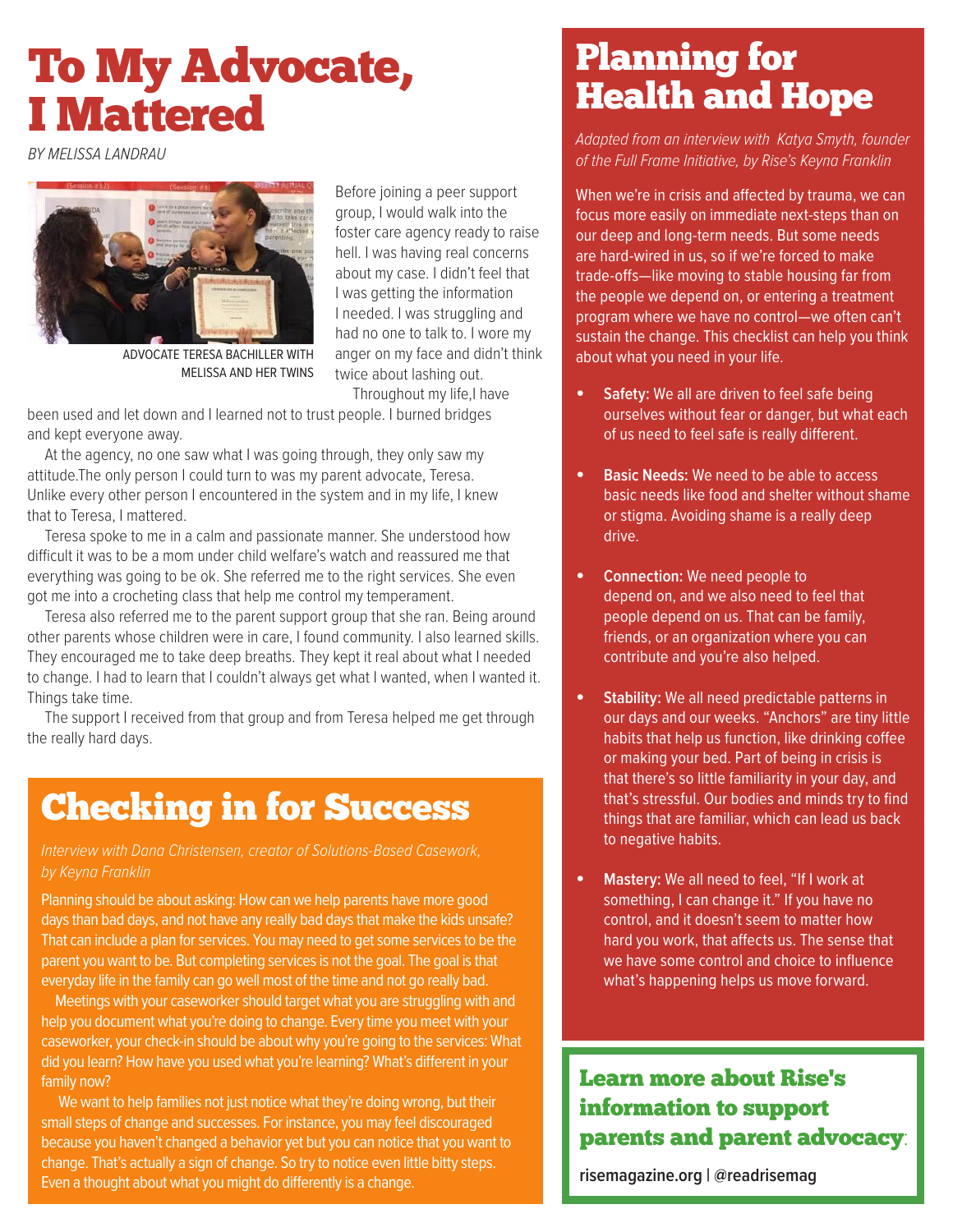# To My Advocate, I Mattered

*BY MELISSA LANDRAU*

ADVOCATE TERESA BACHILLER WITH MELISSA AND HER TWINS

Before joining a peer support group, I would walk into the foster care agency ready to raise hell. I was having real concerns about my case. I didn't feel that I was getting the information I needed. I was struggling and had no one to talk to. I wore my anger on my face and didn't think twice about lashing out.

Throughout my life,I have been used and let down and I learned not to trust people. I burned bridges and kept everyone away.

At the agency, no one saw what I was going through, they only saw my attitude.The only person I could turn to was my parent advocate, Teresa. Unlike every other person I encountered in the system and in my life, I knew that to Teresa, I mattered.

Teresa spoke to me in a calm and passionate manner. She understood how difficult it was to be a mom under child welfare's watch and reassured me that everything was going to be ok. She referred me to the right services. She even got me into a crocheting class that help me control my temperament.

Teresa also referred me to the parent support group that she ran. Being around other parents whose children were in care, I found community. I also learned skills. They encouraged me to take deep breaths. They kept it real about what I needed to change. I had to learn that I couldn't always get what I wanted, when I wanted it. Things take time.

The support I received from that group and from Teresa helped me get through the really hard days.

# Checking in for Success

*Interview with Dana Christensen, creator of Solutions-Based Casework, by Keyna Franklin*

Planning should be about asking: How can we help parents have more good days than bad days, and not have any really bad days that make the kids unsafe? That can include a plan for services. You may need to get some services to be the parent you want to be. But completing services is not the goal. The goal is that everyday life in the family can go well most of the time and not go really bad.

Meetings with your caseworker should target what you are struggling with and help you document what you're doing to change. Every time you meet with your caseworker, your check-in should be about why you're going to the services: What did you learn? How have you used what you're learning? What's different in your family now?

We want to help families not just notice what they're doing wrong, but their small steps of change and successes. For instance, you may feel discouraged because you haven't changed a behavior yet but you can notice that you want to change. That's actually a sign of change. So try to notice even little bitty steps. Even a thought about what you might do differently is a change.

# Planning for Health and Hope

*Adapted from an interview with Katya Smyth, founder of the Full Frame Initiative, by Rise's Keyna Franklin*

When we're in crisis and affected by trauma, we can focus more easily on immediate next-steps than on our deep and long-term needs. But some needs are hard-wired in us, so if we're forced to make trade-offs—like moving to stable housing far from the people we depend on, or entering a treatment program where we have no control—we often can't sustain the change. This checklist can help you think about what you need in your life.

- **Safety:** We all are driven to feel safe being ourselves without fear or danger, but what each of us need to feel safe is really different.
- **Basic Needs:** We need to be able to access basic needs like food and shelter without shame or stigma. Avoiding shame is a really deep drive.
- **Connection:** We need people to depend on, and we also need to feel that people depend on us. That can be family, friends, or an organization where you can contribute and you're also helped.
- **Stability:** We all need predictable patterns in our days and our weeks. "Anchors" are tiny little habits that help us function, like drinking coffee or making your bed. Part of being in crisis is that there's so little familiarity in your day, and that's stressful. Our bodies and minds try to find things that are familiar, which can lead us back to negative habits.
- **Mastery:** We all need to feel, "If I work at something, I can change it." If you have no control, and it doesn't seem to matter how hard you work, that affects us. The sense that we have some control and choice to influence what's happening helps us move forward.

## Learn more about Rise's information to support parents and parent advocacy:

risemagazine.org | @readrisemag